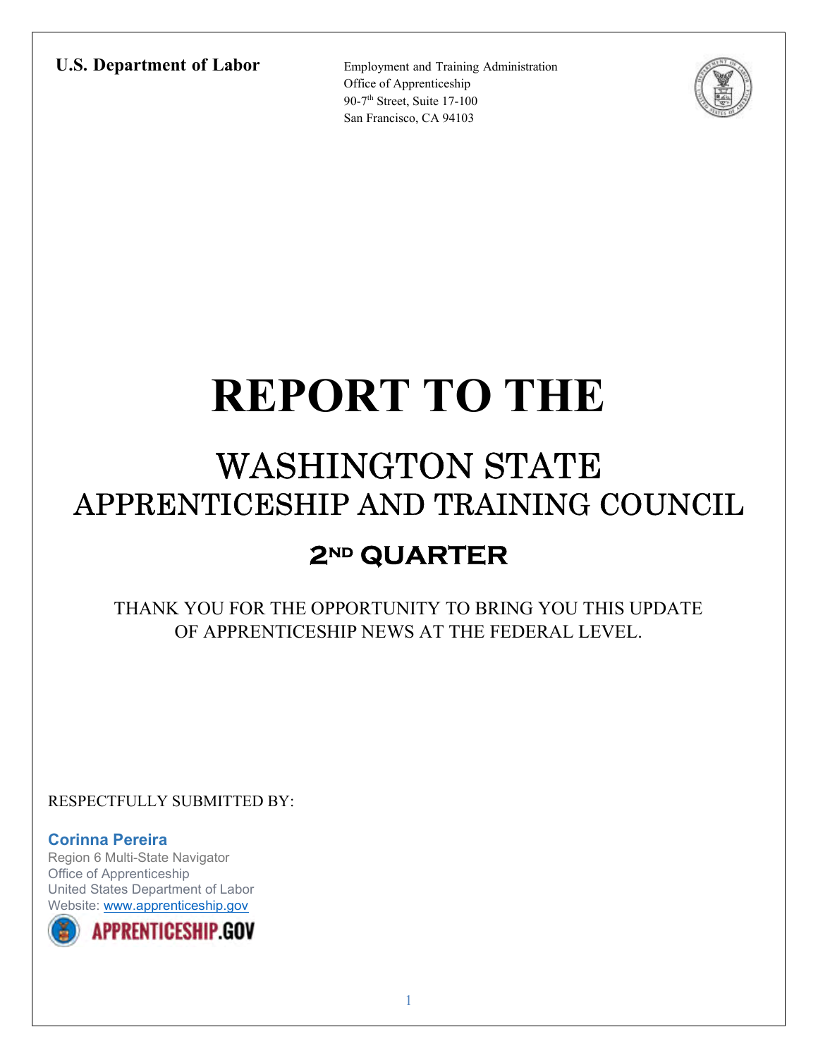**U.S. Department of Labor**

Employment and Training Administration
Office of Apprenticeship
90-7th Street, Suite 17-100
San Francisco, CA 94103

# REPORT TO THE

## WASHINGTON STATE
## APPRENTICESHIP AND TRAINING COUNCIL

## 2ND QUARTER

THANK YOU FOR THE OPPORTUNITY TO BRING YOU THIS UPDATE OF APPRENTICESHIP NEWS AT THE FEDERAL LEVEL.

RESPECTFULLY SUBMITTED BY:

**Corinna Pereira**
Region 6 Multi-State Navigator
Office of Apprenticeship
United States Department of Labor
Website: www.apprenticeship.gov

APPRENTICESHIP.GOV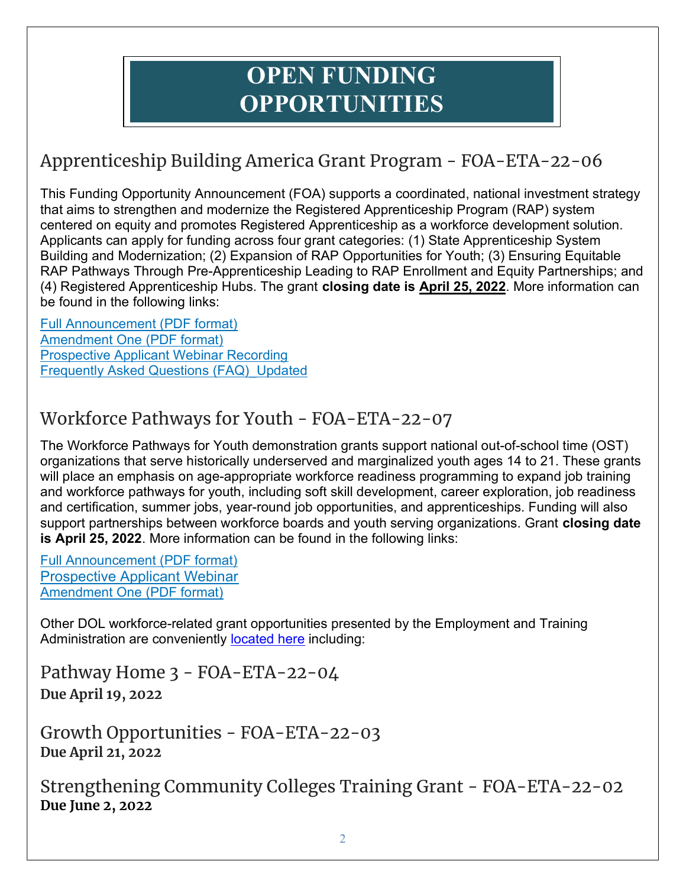# OPEN FUNDING OPPORTUNITIES

## Apprenticeship Building America Grant Program - FOA-ETA-22-06

This Funding Opportunity Announcement (FOA) supports a coordinated, national investment strategy that aims to strengthen and modernize the Registered Apprenticeship Program (RAP) system centered on equity and promotes Registered Apprenticeship as a workforce development solution. Applicants can apply for funding across four grant categories: (1) State Apprenticeship System Building and Modernization; (2) Expansion of RAP Opportunities for Youth; (3) Ensuring Equitable RAP Pathways Through Pre-Apprenticeship Leading to RAP Enrollment and Equity Partnerships; and (4) Registered Apprenticeship Hubs. The grant **closing date is April 25, 2022**. More information can be found in the following links:

Full Announcement (PDF format)
Amendment One (PDF format)
Prospective Applicant Webinar Recording
Frequently Asked Questions (FAQ)_Updated

## Workforce Pathways for Youth - FOA-ETA-22-07

The Workforce Pathways for Youth demonstration grants support national out-of-school time (OST) organizations that serve historically underserved and marginalized youth ages 14 to 21. These grants will place an emphasis on age-appropriate workforce readiness programming to expand job training and workforce pathways for youth, including soft skill development, career exploration, job readiness and certification, summer jobs, year-round job opportunities, and apprenticeships. Funding will also support partnerships between workforce boards and youth serving organizations. Grant **closing date is April 25, 2022**. More information can be found in the following links:

Full Announcement (PDF format)
Prospective Applicant Webinar
Amendment One (PDF format)

Other DOL workforce-related grant opportunities presented by the Employment and Training Administration are conveniently located here including:

## Pathway Home 3 - FOA-ETA-22-04
**Due April 19, 2022**

## Growth Opportunities - FOA-ETA-22-03
**Due April 21, 2022**

## Strengthening Community Colleges Training Grant - FOA-ETA-22-02
**Due June 2, 2022**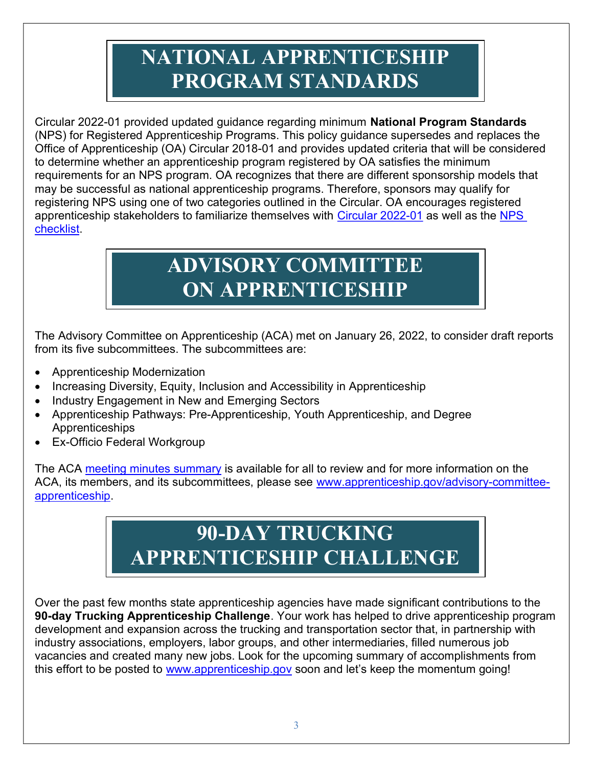# NATIONAL APPRENTICESHIP PROGRAM STANDARDS

Circular 2022-01 provided updated guidance regarding minimum **National Program Standards** (NPS) for Registered Apprenticeship Programs. This policy guidance supersedes and replaces the Office of Apprenticeship (OA) Circular 2018-01 and provides updated criteria that will be considered to determine whether an apprenticeship program registered by OA satisfies the minimum requirements for an NPS program. OA recognizes that there are different sponsorship models that may be successful as national apprenticeship programs. Therefore, sponsors may qualify for registering NPS using one of two categories outlined in the Circular. OA encourages registered apprenticeship stakeholders to familiarize themselves with Circular 2022-01 as well as the NPS checklist.

# ADVISORY COMMITTEE ON APPRENTICESHIP

The Advisory Committee on Apprenticeship (ACA) met on January 26, 2022, to consider draft reports from its five subcommittees. The subcommittees are:

- Apprenticeship Modernization
- Increasing Diversity, Equity, Inclusion and Accessibility in Apprenticeship
- Industry Engagement in New and Emerging Sectors
- Apprenticeship Pathways: Pre-Apprenticeship, Youth Apprenticeship, and Degree Apprenticeships
- Ex-Officio Federal Workgroup

The ACA meeting minutes summary is available for all to review and for more information on the ACA, its members, and its subcommittees, please see www.apprenticeship.gov/advisory-committee-apprenticeship.

# 90-DAY TRUCKING APPRENTICESHIP CHALLENGE

Over the past few months state apprenticeship agencies have made significant contributions to the **90-day Trucking Apprenticeship Challenge**. Your work has helped to drive apprenticeship program development and expansion across the trucking and transportation sector that, in partnership with industry associations, employers, labor groups, and other intermediaries, filled numerous job vacancies and created many new jobs. Look for the upcoming summary of accomplishments from this effort to be posted to www.apprenticeship.gov soon and let's keep the momentum going!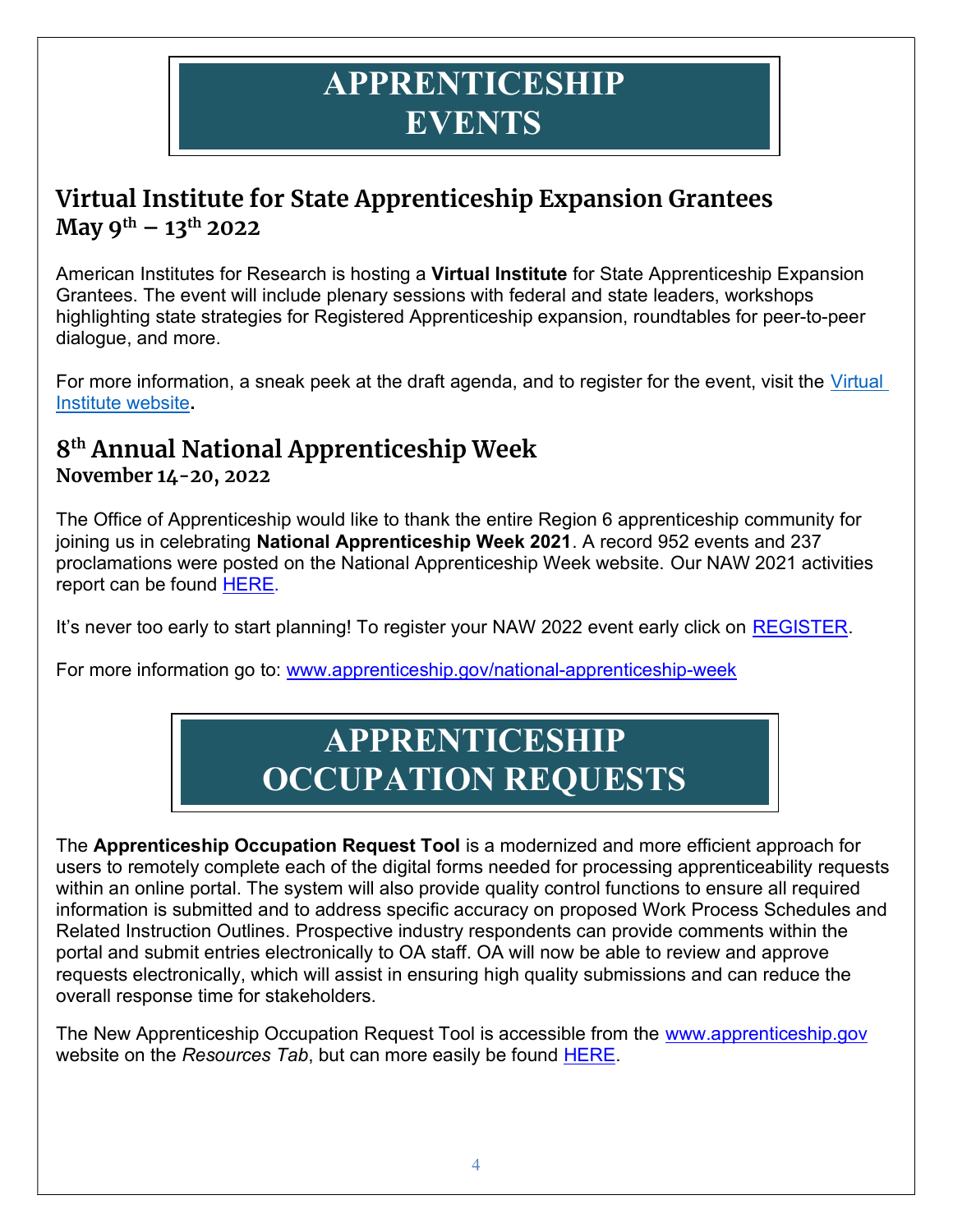# APPRENTICESHIP EVENTS

## Virtual Institute for State Apprenticeship Expansion Grantees
### May 9th – 13th 2022

American Institutes for Research is hosting a **Virtual Institute** for State Apprenticeship Expansion Grantees. The event will include plenary sessions with federal and state leaders, workshops highlighting state strategies for Registered Apprenticeship expansion, roundtables for peer-to-peer dialogue, and more.

For more information, a sneak peek at the draft agenda, and to register for the event, visit the Virtual Institute website**.**

## 8th Annual National Apprenticeship Week
### November 14-20, 2022

The Office of Apprenticeship would like to thank the entire Region 6 apprenticeship community for joining us in celebrating **National Apprenticeship Week 2021**. A record 952 events and 237 proclamations were posted on the National Apprenticeship Week website. Our NAW 2021 activities report can be found HERE.

It's never too early to start planning! To register your NAW 2022 event early click on REGISTER.

For more information go to: www.apprenticeship.gov/national-apprenticeship-week

# APPRENTICESHIP OCCUPATION REQUESTS

The **Apprenticeship Occupation Request Tool** is a modernized and more efficient approach for users to remotely complete each of the digital forms needed for processing apprenticeability requests within an online portal. The system will also provide quality control functions to ensure all required information is submitted and to address specific accuracy on proposed Work Process Schedules and Related Instruction Outlines. Prospective industry respondents can provide comments within the portal and submit entries electronically to OA staff. OA will now be able to review and approve requests electronically, which will assist in ensuring high quality submissions and can reduce the overall response time for stakeholders.

The New Apprenticeship Occupation Request Tool is accessible from the www.apprenticeship.gov website on the *Resources Tab*, but can more easily be found HERE.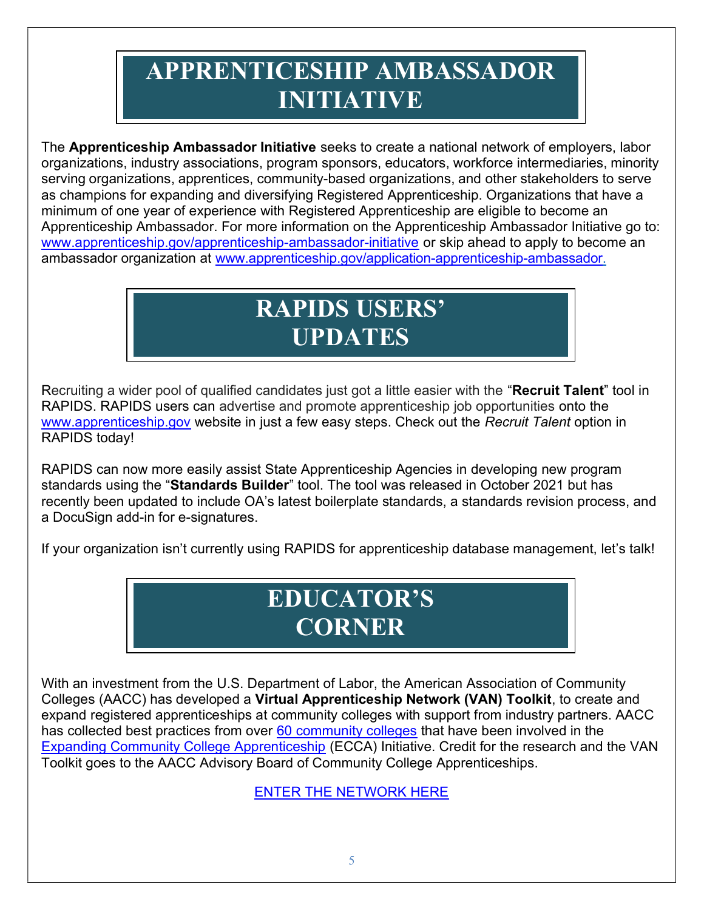# APPRENTICESHIP AMBASSADOR INITIATIVE

The **Apprenticeship Ambassador Initiative** seeks to create a national network of employers, labor organizations, industry associations, program sponsors, educators, workforce intermediaries, minority serving organizations, apprentices, community-based organizations, and other stakeholders to serve as champions for expanding and diversifying Registered Apprenticeship. Organizations that have a minimum of one year of experience with Registered Apprenticeship are eligible to become an Apprenticeship Ambassador. For more information on the Apprenticeship Ambassador Initiative go to: www.apprenticeship.gov/apprenticeship-ambassador-initiative or skip ahead to apply to become an ambassador organization at www.apprenticeship.gov/application-apprenticeship-ambassador.

# RAPIDS USERS' UPDATES

Recruiting a wider pool of qualified candidates just got a little easier with the "**Recruit Talent**" tool in RAPIDS. RAPIDS users can advertise and promote apprenticeship job opportunities onto the www.apprenticeship.gov website in just a few easy steps. Check out the *Recruit Talent* option in RAPIDS today!

RAPIDS can now more easily assist State Apprenticeship Agencies in developing new program standards using the "**Standards Builder**" tool. The tool was released in October 2021 but has recently been updated to include OA's latest boilerplate standards, a standards revision process, and a DocuSign add-in for e-signatures.

If your organization isn't currently using RAPIDS for apprenticeship database management, let's talk!

# EDUCATOR'S CORNER

With an investment from the U.S. Department of Labor, the American Association of Community Colleges (AACC) has developed a **Virtual Apprenticeship Network (VAN) Toolkit**, to create and expand registered apprenticeships at community colleges with support from industry partners. AACC has collected best practices from over 60 community colleges that have been involved in the Expanding Community College Apprenticeship (ECCA) Initiative. Credit for the research and the VAN Toolkit goes to the AACC Advisory Board of Community College Apprenticeships.

ENTER THE NETWORK HERE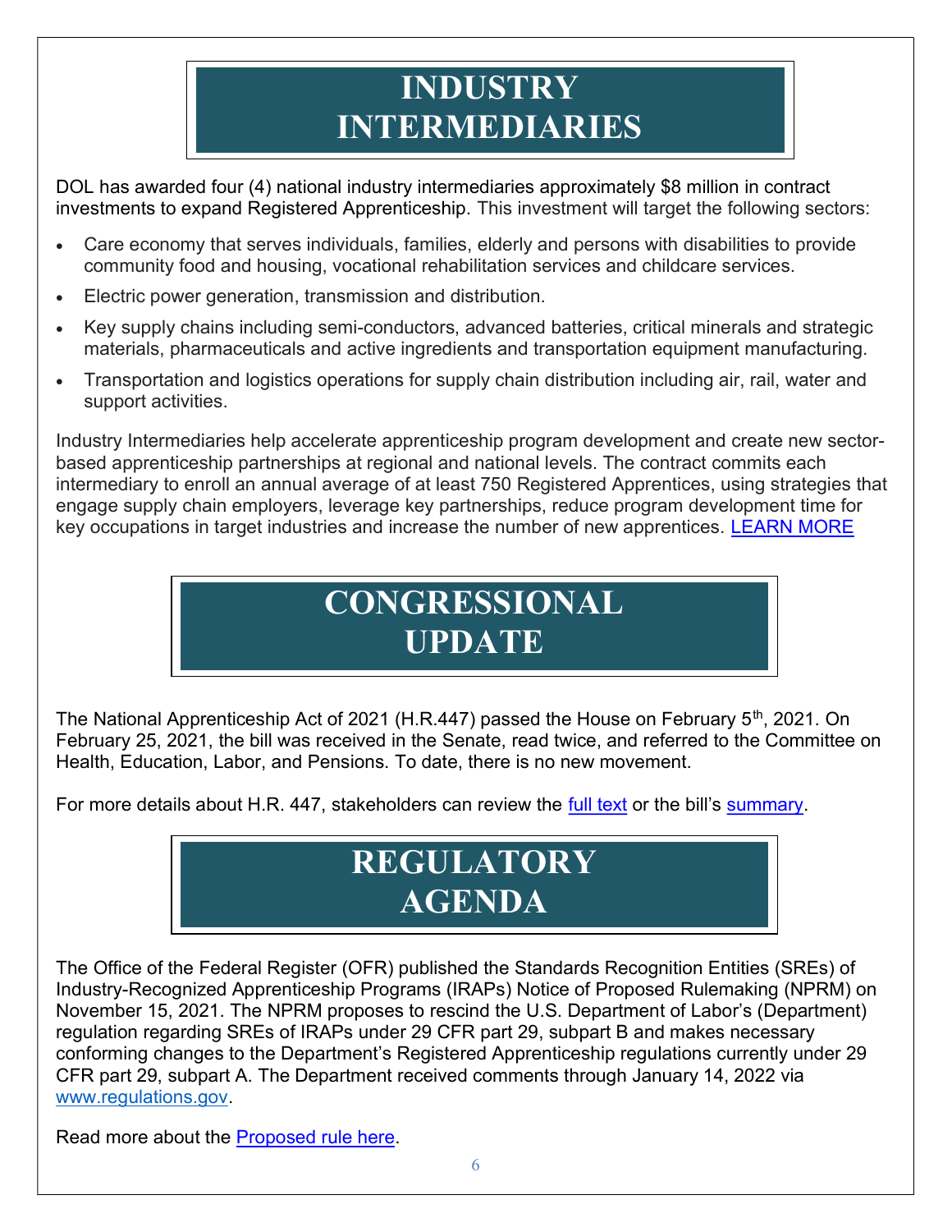# INDUSTRY INTERMEDIARIES

DOL has awarded four (4) national industry intermediaries approximately $8 million in contract investments to expand Registered Apprenticeship. This investment will target the following sectors:

- Care economy that serves individuals, families, elderly and persons with disabilities to provide community food and housing, vocational rehabilitation services and childcare services.
- Electric power generation, transmission and distribution.
- Key supply chains including semi-conductors, advanced batteries, critical minerals and strategic materials, pharmaceuticals and active ingredients and transportation equipment manufacturing.
- Transportation and logistics operations for supply chain distribution including air, rail, water and support activities.

Industry Intermediaries help accelerate apprenticeship program development and create new sector-based apprenticeship partnerships at regional and national levels. The contract commits each intermediary to enroll an annual average of at least 750 Registered Apprentices, using strategies that engage supply chain employers, leverage key partnerships, reduce program development time for key occupations in target industries and increase the number of new apprentices. LEARN MORE

# CONGRESSIONAL UPDATE

The National Apprenticeship Act of 2021 (H.R.447) passed the House on February 5th, 2021. On February 25, 2021, the bill was received in the Senate, read twice, and referred to the Committee on Health, Education, Labor, and Pensions. To date, there is no new movement.

For more details about H.R. 447, stakeholders can review the full text or the bill's summary.

# REGULATORY AGENDA

The Office of the Federal Register (OFR) published the Standards Recognition Entities (SREs) of Industry-Recognized Apprenticeship Programs (IRAPs) Notice of Proposed Rulemaking (NPRM) on November 15, 2021. The NPRM proposes to rescind the U.S. Department of Labor's (Department) regulation regarding SREs of IRAPs under 29 CFR part 29, subpart B and makes necessary conforming changes to the Department's Registered Apprenticeship regulations currently under 29 CFR part 29, subpart A. The Department received comments through January 14, 2022 via www.regulations.gov.

Read more about the Proposed rule here.